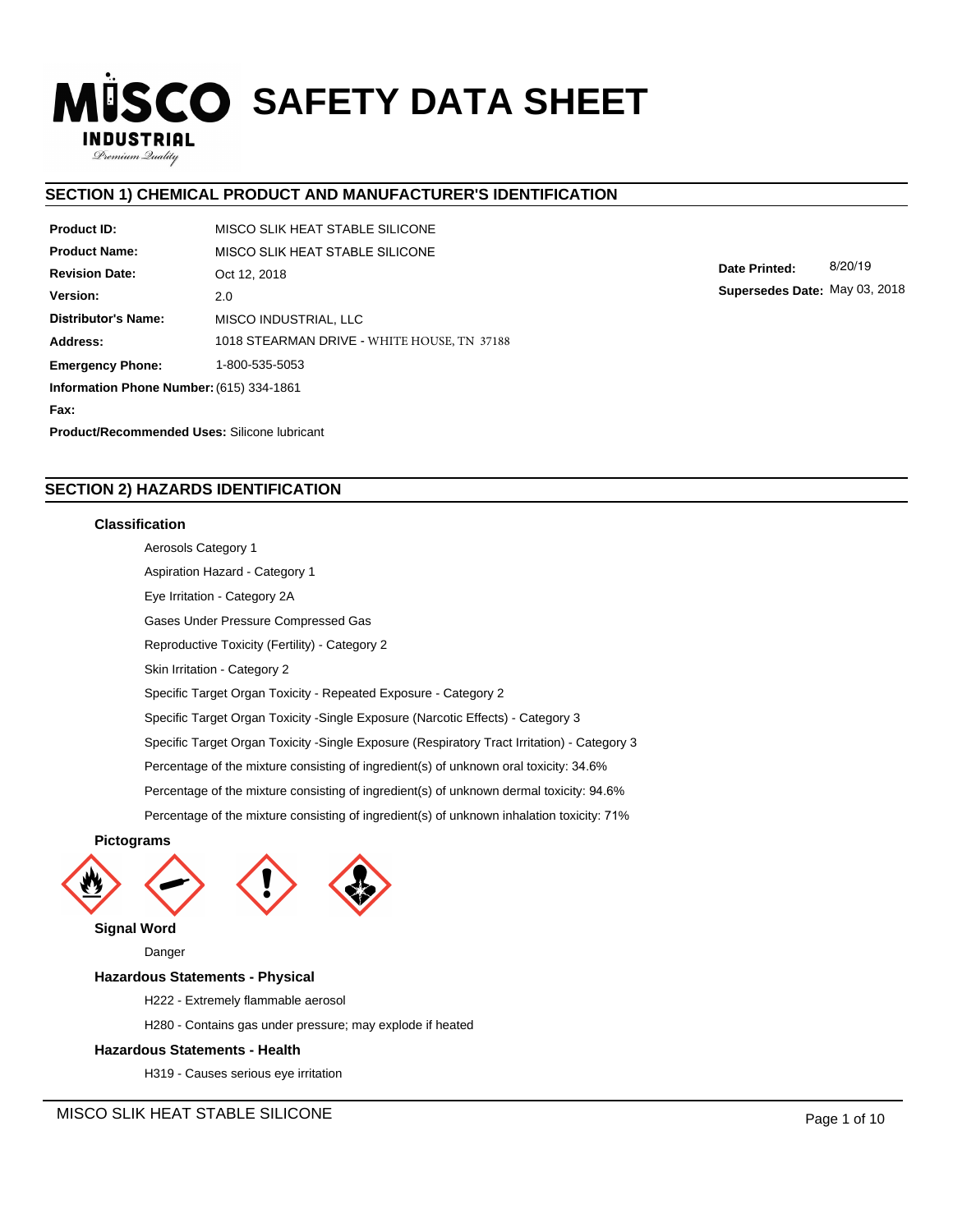# MISCO INDUSTRIAL SAFETY DATA SHEET

## SECTION 1) CHEMICAL PRODUCT AND MANUFACTURER'S IDENTIFICATION

**Product ID:** MISCO SLIK HEAT STABLE SILICONE

**Product Name:** MISCO SLIK HEAT STABLE SILICONE

**Revision Date:** Oct 12, 2018

**Version:** 2.0

**Distributor's Name:** MISCO INDUSTRIAL, LLC

**Address:** 1018 STEARMAN DRIVE - WHITE HOUSE, TN 37188

**Emergency Phone:** 1-800-535-5053

**Information Phone Number:** (615) 334-1861

**Fax:**

**Product/Recommended Uses:** Silicone lubricant

**Date Printed:** 8/20/19

**Supersedes Date:** May 03, 2018

## SECTION 2) HAZARDS IDENTIFICATION

### Classification

Aerosols Category 1

Aspiration Hazard - Category 1

Eye Irritation - Category 2A

Gases Under Pressure Compressed Gas

Reproductive Toxicity (Fertility) - Category 2

Skin Irritation - Category 2

Specific Target Organ Toxicity - Repeated Exposure - Category 2

Specific Target Organ Toxicity -Single Exposure (Narcotic Effects) - Category 3

Specific Target Organ Toxicity -Single Exposure (Respiratory Tract Irritation) - Category 3

Percentage of the mixture consisting of ingredient(s) of unknown oral toxicity: 34.6%

Percentage of the mixture consisting of ingredient(s) of unknown dermal toxicity: 94.6%

Percentage of the mixture consisting of ingredient(s) of unknown inhalation toxicity: 71%

### Pictograms

### Signal Word

Danger

### Hazardous Statements - Physical

H222 - Extremely flammable aerosol

H280 - Contains gas under pressure; may explode if heated

### Hazardous Statements - Health

H319 - Causes serious eye irritation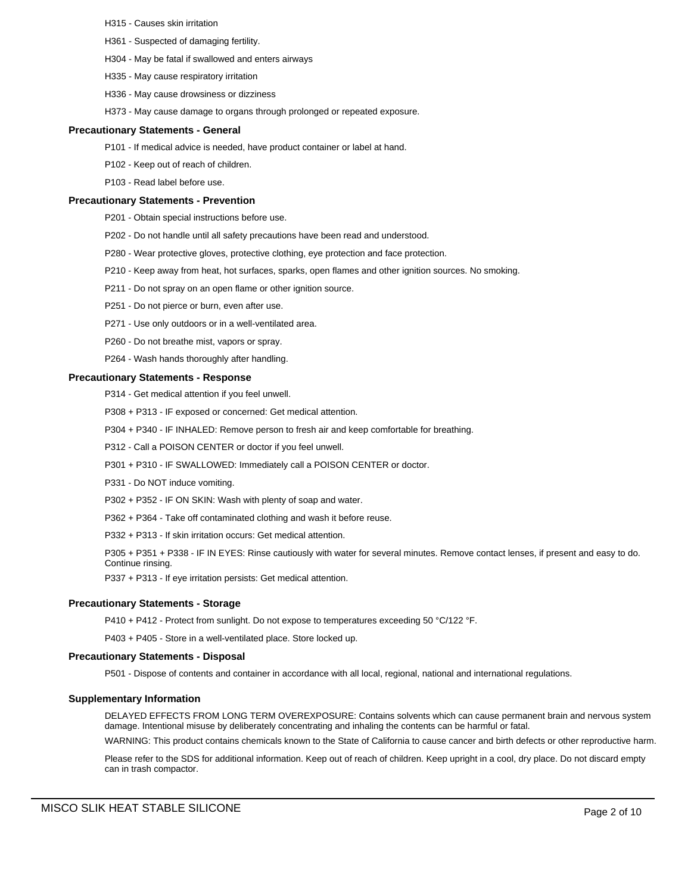H315 - Causes skin irritation

H361 - Suspected of damaging fertility.

H304 - May be fatal if swallowed and enters airways

H335 - May cause respiratory irritation

H336 - May cause drowsiness or dizziness

H373 - May cause damage to organs through prolonged or repeated exposure.

### Precautionary Statements - General

P101 - If medical advice is needed, have product container or label at hand.

P102 - Keep out of reach of children.

P103 - Read label before use.

### Precautionary Statements - Prevention

P201 - Obtain special instructions before use.

P202 - Do not handle until all safety precautions have been read and understood.

P280 - Wear protective gloves, protective clothing, eye protection and face protection.

P210 - Keep away from heat, hot surfaces, sparks, open flames and other ignition sources. No smoking.

P211 - Do not spray on an open flame or other ignition source.

P251 - Do not pierce or burn, even after use.

P271 - Use only outdoors or in a well-ventilated area.

P260 - Do not breathe mist, vapors or spray.

P264 - Wash hands thoroughly after handling.

### Precautionary Statements - Response

P314 - Get medical attention if you feel unwell.

P308 + P313 - IF exposed or concerned: Get medical attention.

P304 + P340 - IF INHALED: Remove person to fresh air and keep comfortable for breathing.

P312 - Call a POISON CENTER or doctor if you feel unwell.

P301 + P310 - IF SWALLOWED: Immediately call a POISON CENTER or doctor.

P331 - Do NOT induce vomiting.

P302 + P352 - IF ON SKIN: Wash with plenty of soap and water.

P362 + P364 - Take off contaminated clothing and wash it before reuse.

P332 + P313 - If skin irritation occurs: Get medical attention.

P305 + P351 + P338 - IF IN EYES: Rinse cautiously with water for several minutes. Remove contact lenses, if present and easy to do. Continue rinsing.

P337 + P313 - If eye irritation persists: Get medical attention.

### Precautionary Statements - Storage

P410 + P412 - Protect from sunlight. Do not expose to temperatures exceeding 50 °C/122 °F.

P403 + P405 - Store in a well-ventilated place. Store locked up.

### Precautionary Statements - Disposal

P501 - Dispose of contents and container in accordance with all local, regional, national and international regulations.

### Supplementary Information

DELAYED EFFECTS FROM LONG TERM OVEREXPOSURE: Contains solvents which can cause permanent brain and nervous system damage. Intentional misuse by deliberately concentrating and inhaling the contents can be harmful or fatal.

WARNING: This product contains chemicals known to the State of California to cause cancer and birth defects or other reproductive harm.

Please refer to the SDS for additional information. Keep out of reach of children. Keep upright in a cool, dry place. Do not discard empty can in trash compactor.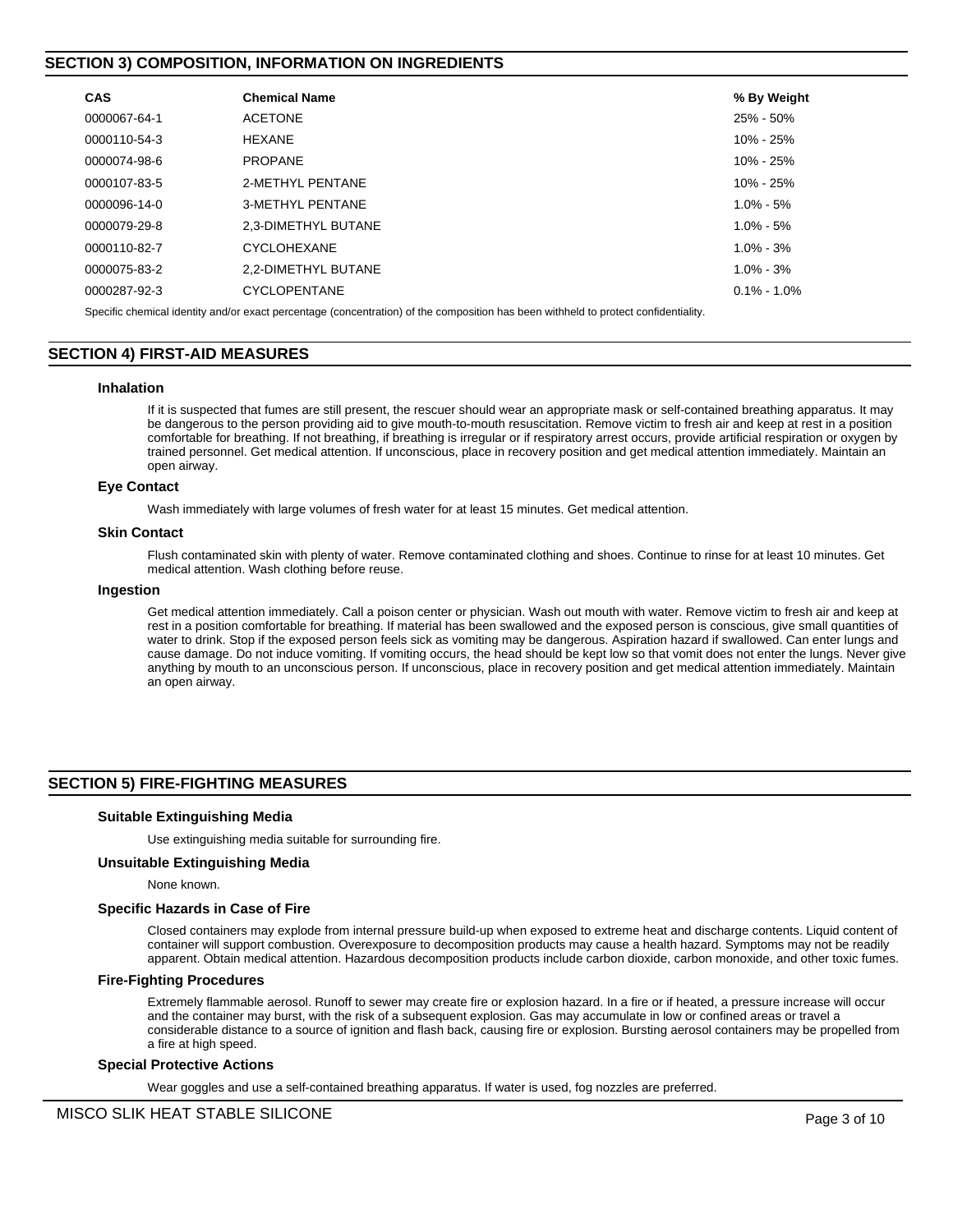## SECTION 3) COMPOSITION, INFORMATION ON INGREDIENTS

| CAS | Chemical Name | % By Weight |
|---|---|---|
| 0000067-64-1 | ACETONE | 25% - 50% |
| 0000110-54-3 | HEXANE | 10% - 25% |
| 0000074-98-6 | PROPANE | 10% - 25% |
| 0000107-83-5 | 2-METHYL PENTANE | 10% - 25% |
| 0000096-14-0 | 3-METHYL PENTANE | 1.0% - 5% |
| 0000079-29-8 | 2,3-DIMETHYL BUTANE | 1.0% - 5% |
| 0000110-82-7 | CYCLOHEXANE | 1.0% - 3% |
| 0000075-83-2 | 2,2-DIMETHYL BUTANE | 1.0% - 3% |
| 0000287-92-3 | CYCLOPENTANE | 0.1% - 1.0% |

Specific chemical identity and/or exact percentage (concentration) of the composition has been withheld to protect confidentiality.

## SECTION 4) FIRST-AID MEASURES

### Inhalation

If it is suspected that fumes are still present, the rescuer should wear an appropriate mask or self-contained breathing apparatus. It may be dangerous to the person providing aid to give mouth-to-mouth resuscitation. Remove victim to fresh air and keep at rest in a position comfortable for breathing. If not breathing, if breathing is irregular or if respiratory arrest occurs, provide artificial respiration or oxygen by trained personnel. Get medical attention. If unconscious, place in recovery position and get medical attention immediately. Maintain an open airway.

### Eye Contact

Wash immediately with large volumes of fresh water for at least 15 minutes. Get medical attention.

### Skin Contact

Flush contaminated skin with plenty of water. Remove contaminated clothing and shoes. Continue to rinse for at least 10 minutes. Get medical attention. Wash clothing before reuse.

### Ingestion

Get medical attention immediately. Call a poison center or physician. Wash out mouth with water. Remove victim to fresh air and keep at rest in a position comfortable for breathing. If material has been swallowed and the exposed person is conscious, give small quantities of water to drink. Stop if the exposed person feels sick as vomiting may be dangerous. Aspiration hazard if swallowed. Can enter lungs and cause damage. Do not induce vomiting. If vomiting occurs, the head should be kept low so that vomit does not enter the lungs. Never give anything by mouth to an unconscious person. If unconscious, place in recovery position and get medical attention immediately. Maintain an open airway.

## SECTION 5) FIRE-FIGHTING MEASURES

### Suitable Extinguishing Media

Use extinguishing media suitable for surrounding fire.

### Unsuitable Extinguishing Media

None known.

### Specific Hazards in Case of Fire

Closed containers may explode from internal pressure build-up when exposed to extreme heat and discharge contents. Liquid content of container will support combustion. Overexposure to decomposition products may cause a health hazard. Symptoms may not be readily apparent. Obtain medical attention. Hazardous decomposition products include carbon dioxide, carbon monoxide, and other toxic fumes.

### Fire-Fighting Procedures

Extremely flammable aerosol. Runoff to sewer may create fire or explosion hazard. In a fire or if heated, a pressure increase will occur and the container may burst, with the risk of a subsequent explosion. Gas may accumulate in low or confined areas or travel a considerable distance to a source of ignition and flash back, causing fire or explosion. Bursting aerosol containers may be propelled from a fire at high speed.

### Special Protective Actions

Wear goggles and use a self-contained breathing apparatus. If water is used, fog nozzles are preferred.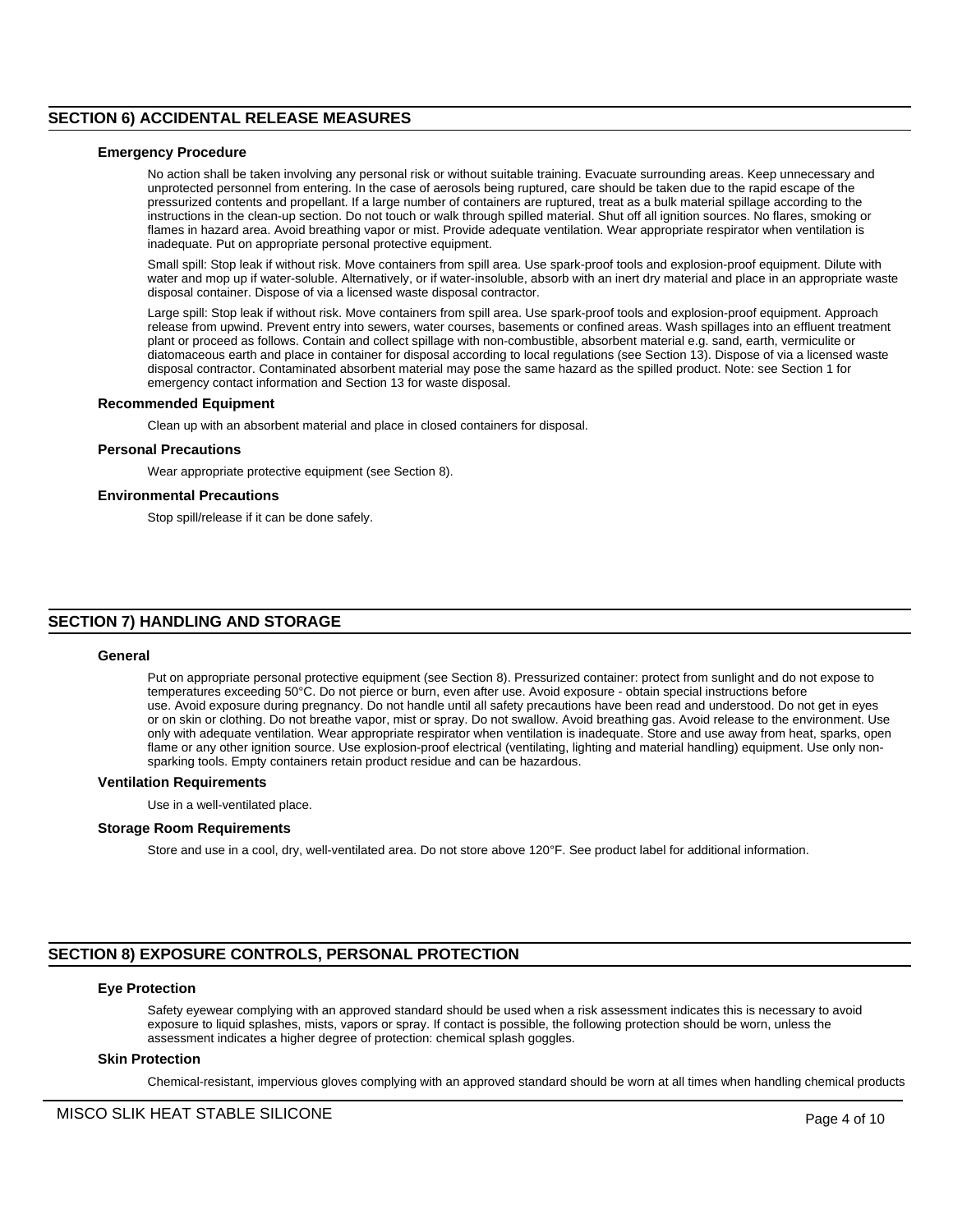## SECTION 6) ACCIDENTAL RELEASE MEASURES

### Emergency Procedure

No action shall be taken involving any personal risk or without suitable training. Evacuate surrounding areas. Keep unnecessary and unprotected personnel from entering. In the case of aerosols being ruptured, care should be taken due to the rapid escape of the pressurized contents and propellant. If a large number of containers are ruptured, treat as a bulk material spillage according to the instructions in the clean-up section. Do not touch or walk through spilled material. Shut off all ignition sources. No flares, smoking or flames in hazard area. Avoid breathing vapor or mist. Provide adequate ventilation. Wear appropriate respirator when ventilation is inadequate. Put on appropriate personal protective equipment.

Small spill: Stop leak if without risk. Move containers from spill area. Use spark-proof tools and explosion-proof equipment. Dilute with water and mop up if water-soluble. Alternatively, or if water-insoluble, absorb with an inert dry material and place in an appropriate waste disposal container. Dispose of via a licensed waste disposal contractor.

Large spill: Stop leak if without risk. Move containers from spill area. Use spark-proof tools and explosion-proof equipment. Approach release from upwind. Prevent entry into sewers, water courses, basements or confined areas. Wash spillages into an effluent treatment plant or proceed as follows. Contain and collect spillage with non-combustible, absorbent material e.g. sand, earth, vermiculite or diatomaceous earth and place in container for disposal according to local regulations (see Section 13). Dispose of via a licensed waste disposal contractor. Contaminated absorbent material may pose the same hazard as the spilled product. Note: see Section 1 for emergency contact information and Section 13 for waste disposal.

### Recommended Equipment

Clean up with an absorbent material and place in closed containers for disposal.

### Personal Precautions

Wear appropriate protective equipment (see Section 8).

### Environmental Precautions

Stop spill/release if it can be done safely.

## SECTION 7) HANDLING AND STORAGE

### General

Put on appropriate personal protective equipment (see Section 8). Pressurized container: protect from sunlight and do not expose to temperatures exceeding 50°C. Do not pierce or burn, even after use. Avoid exposure - obtain special instructions before use. Avoid exposure during pregnancy. Do not handle until all safety precautions have been read and understood. Do not get in eyes or on skin or clothing. Do not breathe vapor, mist or spray. Do not swallow. Avoid breathing gas. Avoid release to the environment. Use only with adequate ventilation. Wear appropriate respirator when ventilation is inadequate. Store and use away from heat, sparks, open flame or any other ignition source. Use explosion-proof electrical (ventilating, lighting and material handling) equipment. Use only non-sparking tools. Empty containers retain product residue and can be hazardous.

### Ventilation Requirements

Use in a well-ventilated place.

### Storage Room Requirements

Store and use in a cool, dry, well-ventilated area. Do not store above 120°F. See product label for additional information.

## SECTION 8) EXPOSURE CONTROLS, PERSONAL PROTECTION

### Eye Protection

Safety eyewear complying with an approved standard should be used when a risk assessment indicates this is necessary to avoid exposure to liquid splashes, mists, vapors or spray. If contact is possible, the following protection should be worn, unless the assessment indicates a higher degree of protection: chemical splash goggles.

### Skin Protection

Chemical-resistant, impervious gloves complying with an approved standard should be worn at all times when handling chemical products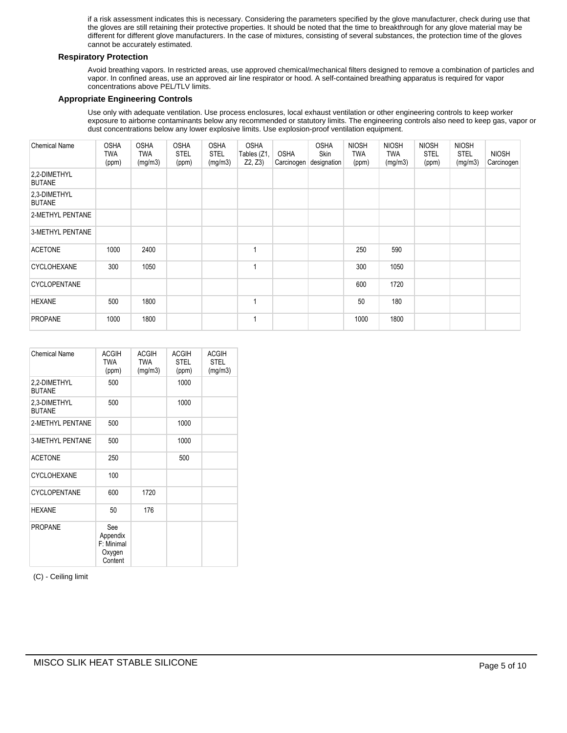if a risk assessment indicates this is necessary. Considering the parameters specified by the glove manufacturer, check during use that the gloves are still retaining their protective properties. It should be noted that the time to breakthrough for any glove material may be different for different glove manufacturers. In the case of mixtures, consisting of several substances, the protection time of the gloves cannot be accurately estimated.

**Respiratory Protection**

Avoid breathing vapors. In restricted areas, use approved chemical/mechanical filters designed to remove a combination of particles and vapor. In confined areas, use an approved air line respirator or hood. A self-contained breathing apparatus is required for vapor concentrations above PEL/TLV limits.

**Appropriate Engineering Controls**

Use only with adequate ventilation. Use process enclosures, local exhaust ventilation or other engineering controls to keep worker exposure to airborne contaminants below any recommended or statutory limits. The engineering controls also need to keep gas, vapor or dust concentrations below any lower explosive limits. Use explosion-proof ventilation equipment.

| Chemical Name | OSHA TWA (ppm) | OSHA TWA (mg/m3) | OSHA STEL (ppm) | OSHA STEL (mg/m3) | OSHA Tables (Z1, Z2, Z3) | OSHA Carcinogen | OSHA Skin designation | NIOSH TWA (ppm) | NIOSH TWA (mg/m3) | NIOSH STEL (ppm) | NIOSH STEL (mg/m3) | NIOSH Carcinogen |
|---|---|---|---|---|---|---|---|---|---|---|---|---|
| 2,2-DIMETHYL BUTANE | | | | | | | | | | | | |
| 2,3-DIMETHYL BUTANE | | | | | | | | | | | | |
| 2-METHYL PENTANE | | | | | | | | | | | | |
| 3-METHYL PENTANE | | | | | | | | | | | | |
| ACETONE | 1000 | 2400 | | | 1 | | | 250 | 590 | | | |
| CYCLOHEXANE | 300 | 1050 | | | 1 | | | 300 | 1050 | | | |
| CYCLOPENTANE | | | | | | | | 600 | 1720 | | | |
| HEXANE | 500 | 1800 | | | 1 | | | 50 | 180 | | | |
| PROPANE | 1000 | 1800 | | | 1 | | | 1000 | 1800 | | | |

| Chemical Name | ACGIH TWA (ppm) | ACGIH TWA (mg/m3) | ACGIH STEL (ppm) | ACGIH STEL (mg/m3) |
|---|---|---|---|---|
| 2,2-DIMETHYL BUTANE | 500 | | 1000 | |
| 2,3-DIMETHYL BUTANE | 500 | | 1000 | |
| 2-METHYL PENTANE | 500 | | 1000 | |
| 3-METHYL PENTANE | 500 | | 1000 | |
| ACETONE | 250 | | 500 | |
| CYCLOHEXANE | 100 | | | |
| CYCLOPENTANE | 600 | 1720 | | |
| HEXANE | 50 | 176 | | |
| PROPANE | See Appendix F: Minimal Oxygen Content | | | |

(C) - Ceiling limit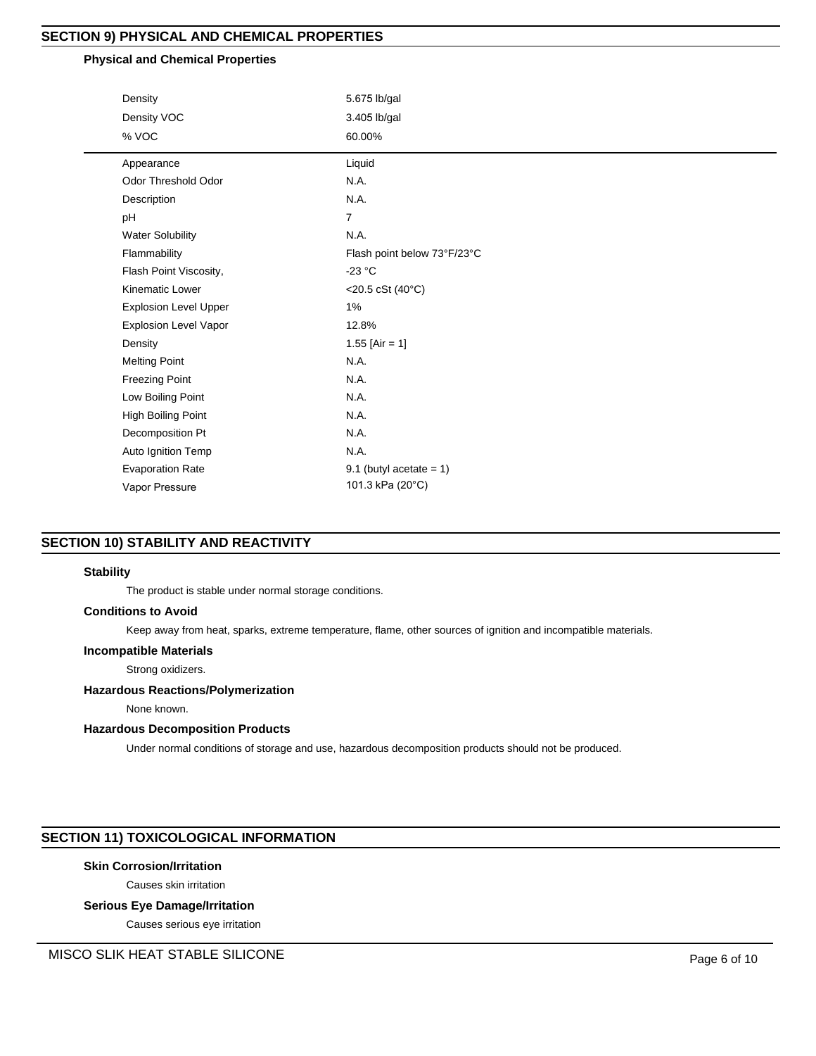## SECTION 9) PHYSICAL AND CHEMICAL PROPERTIES

### Physical and Chemical Properties

| | |
|---|---|
| Density | 5.675 lb/gal |
| Density VOC | 3.405 lb/gal |
| % VOC | 60.00% |

| | |
|---|---|
| Appearance | Liquid |
| Odor Threshold Odor | N.A. |
| Description | N.A. |
| pH | 7 |
| Water Solubility | N.A. |
| Flammability | Flash point below 73°F/23°C |
| Flash Point Viscosity, | -23 °C |
| Kinematic Lower | <20.5 cSt (40°C) |
| Explosion Level Upper | 1% |
| Explosion Level Vapor | 12.8% |
| Density | 1.55 [Air = 1] |
| Melting Point | N.A. |
| Freezing Point | N.A. |
| Low Boiling Point | N.A. |
| High Boiling Point | N.A. |
| Decomposition Pt | N.A. |
| Auto Ignition Temp | N.A. |
| Evaporation Rate | 9.1 (butyl acetate = 1) |
| Vapor Pressure | 101.3 kPa (20°C) |

## SECTION 10) STABILITY AND REACTIVITY

### Stability

The product is stable under normal storage conditions.

### Conditions to Avoid

Keep away from heat, sparks, extreme temperature, flame, other sources of ignition and incompatible materials.

### Incompatible Materials

Strong oxidizers.

### Hazardous Reactions/Polymerization

None known.

### Hazardous Decomposition Products

Under normal conditions of storage and use, hazardous decomposition products should not be produced.

## SECTION 11) TOXICOLOGICAL INFORMATION

### Skin Corrosion/Irritation

Causes skin irritation

### Serious Eye Damage/Irritation

Causes serious eye irritation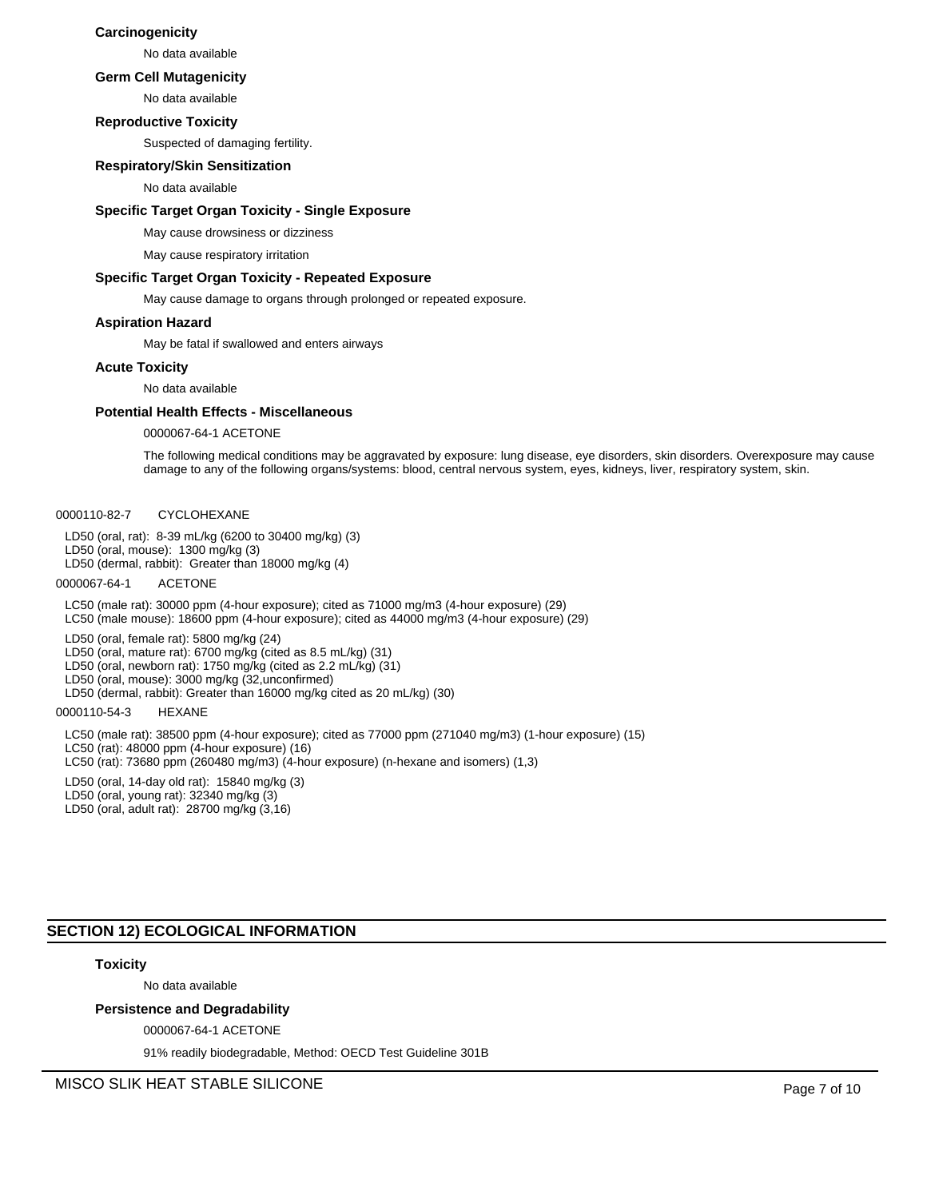### Carcinogenicity

No data available

### Germ Cell Mutagenicity

No data available

### Reproductive Toxicity

Suspected of damaging fertility.

### Respiratory/Skin Sensitization

No data available

### Specific Target Organ Toxicity - Single Exposure

May cause drowsiness or dizziness

May cause respiratory irritation

### Specific Target Organ Toxicity - Repeated Exposure

May cause damage to organs through prolonged or repeated exposure.

### Aspiration Hazard

May be fatal if swallowed and enters airways

### Acute Toxicity

No data available

### Potential Health Effects - Miscellaneous

0000067-64-1 ACETONE

The following medical conditions may be aggravated by exposure: lung disease, eye disorders, skin disorders. Overexposure may cause damage to any of the following organs/systems: blood, central nervous system, eyes, kidneys, liver, respiratory system, skin.

0000110-82-7 CYCLOHEXANE

LD50 (oral, rat): 8-39 mL/kg (6200 to 30400 mg/kg) (3)
LD50 (oral, mouse): 1300 mg/kg (3)
LD50 (dermal, rabbit): Greater than 18000 mg/kg (4)

0000067-64-1 ACETONE

LC50 (male rat): 30000 ppm (4-hour exposure); cited as 71000 mg/m3 (4-hour exposure) (29)
LC50 (male mouse): 18600 ppm (4-hour exposure); cited as 44000 mg/m3 (4-hour exposure) (29)

LD50 (oral, female rat): 5800 mg/kg (24)
LD50 (oral, mature rat): 6700 mg/kg (cited as 8.5 mL/kg) (31)
LD50 (oral, newborn rat): 1750 mg/kg (cited as 2.2 mL/kg) (31)
LD50 (oral, mouse): 3000 mg/kg (32,unconfirmed)
LD50 (dermal, rabbit): Greater than 16000 mg/kg cited as 20 mL/kg) (30)

0000110-54-3 HEXANE

LC50 (male rat): 38500 ppm (4-hour exposure); cited as 77000 ppm (271040 mg/m3) (1-hour exposure) (15)
LC50 (rat): 48000 ppm (4-hour exposure) (16)
LC50 (rat): 73680 ppm (260480 mg/m3) (4-hour exposure) (n-hexane and isomers) (1,3)

LD50 (oral, 14-day old rat): 15840 mg/kg (3)
LD50 (oral, young rat): 32340 mg/kg (3)
LD50 (oral, adult rat): 28700 mg/kg (3,16)

## SECTION 12) ECOLOGICAL INFORMATION

### Toxicity

No data available

### Persistence and Degradability

0000067-64-1 ACETONE

91% readily biodegradable, Method: OECD Test Guideline 301B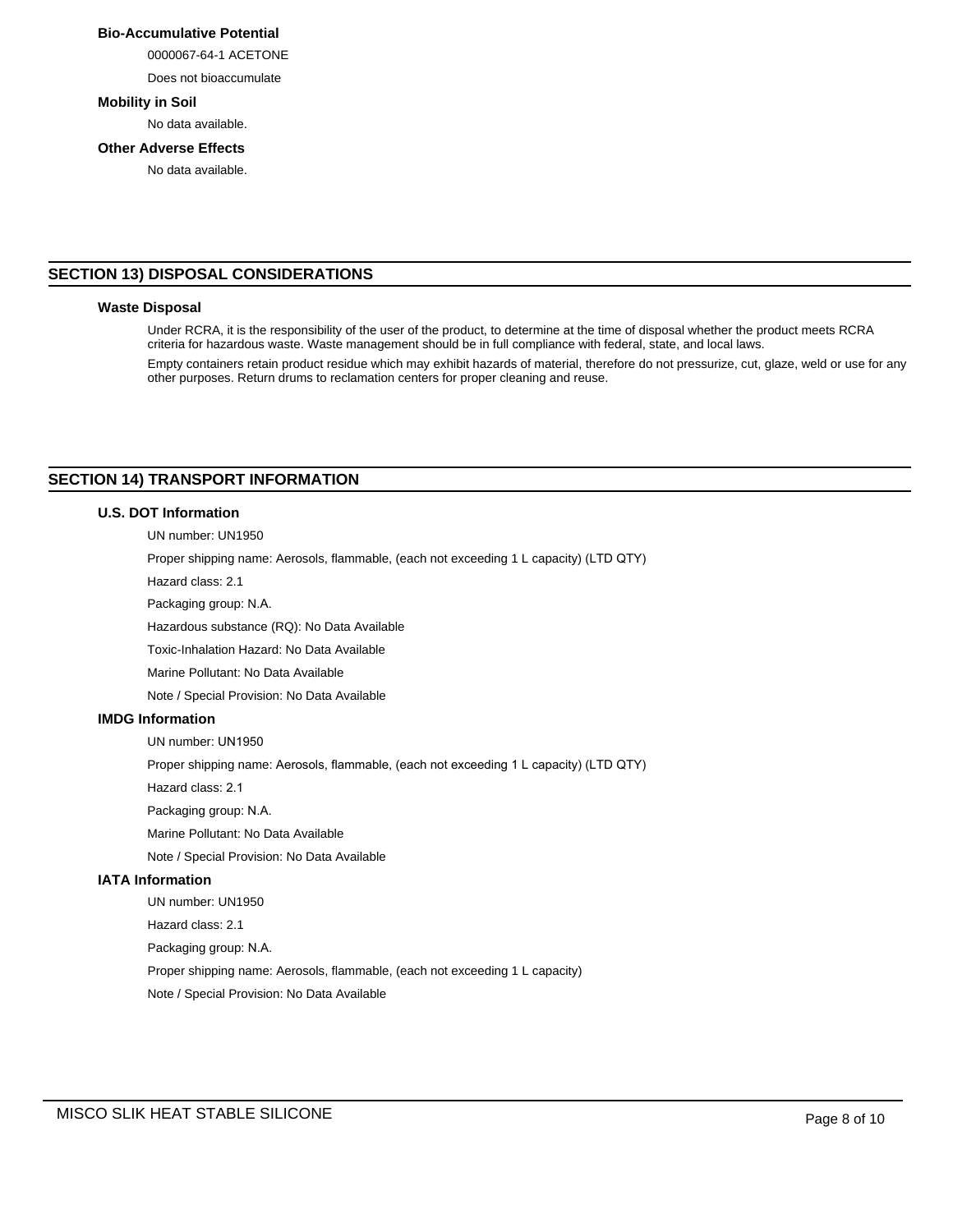### Bio-Accumulative Potential

0000067-64-1 ACETONE

Does not bioaccumulate

### Mobility in Soil

No data available.

### Other Adverse Effects

No data available.

## SECTION 13) DISPOSAL CONSIDERATIONS

### Waste Disposal

Under RCRA, it is the responsibility of the user of the product, to determine at the time of disposal whether the product meets RCRA criteria for hazardous waste. Waste management should be in full compliance with federal, state, and local laws.

Empty containers retain product residue which may exhibit hazards of material, therefore do not pressurize, cut, glaze, weld or use for any other purposes. Return drums to reclamation centers for proper cleaning and reuse.

## SECTION 14) TRANSPORT INFORMATION

### U.S. DOT Information

UN number: UN1950

Proper shipping name: Aerosols, flammable, (each not exceeding 1 L capacity) (LTD QTY)

Hazard class: 2.1

Packaging group: N.A.

Hazardous substance (RQ): No Data Available

Toxic-Inhalation Hazard: No Data Available

Marine Pollutant: No Data Available

Note / Special Provision: No Data Available

### IMDG Information

UN number: UN1950

Proper shipping name: Aerosols, flammable, (each not exceeding 1 L capacity) (LTD QTY)

Hazard class: 2.1

Packaging group: N.A.

Marine Pollutant: No Data Available

Note / Special Provision: No Data Available

### IATA Information

UN number: UN1950

Hazard class: 2.1

Packaging group: N.A.

Proper shipping name: Aerosols, flammable, (each not exceeding 1 L capacity)

Note / Special Provision: No Data Available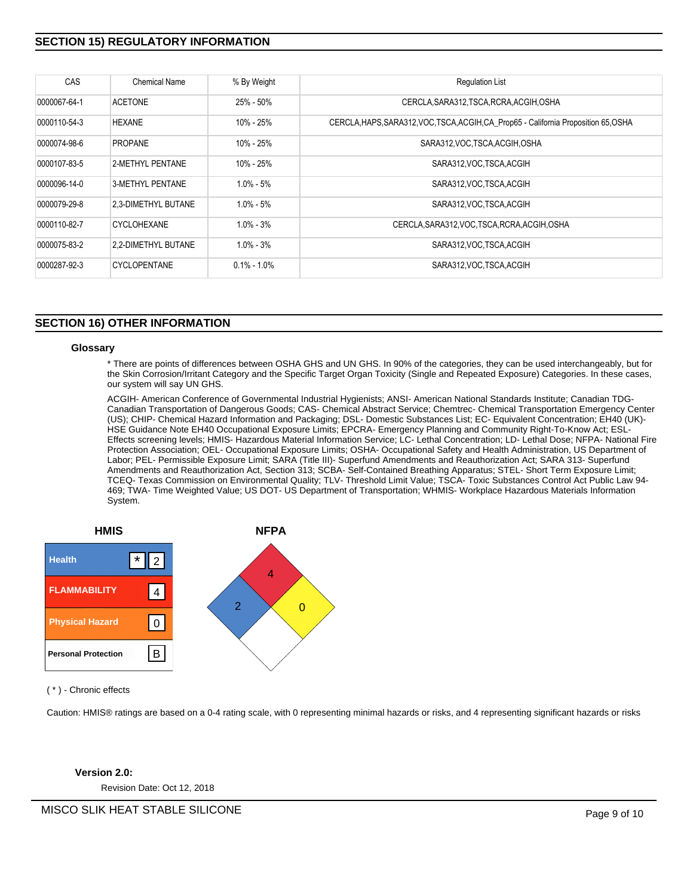## SECTION 15) REGULATORY INFORMATION

| CAS | Chemical Name | % By Weight | Regulation List |
|---|---|---|---|
| 0000067-64-1 | ACETONE | 25% - 50% | CERCLA,SARA312,TSCA,RCRA,ACGIH,OSHA |
| 0000110-54-3 | HEXANE | 10% - 25% | CERCLA,HAPS,SARA312,VOC,TSCA,ACGIH,CA_Prop65 - California Proposition 65,OSHA |
| 0000074-98-6 | PROPANE | 10% - 25% | SARA312,VOC,TSCA,ACGIH,OSHA |
| 0000107-83-5 | 2-METHYL PENTANE | 10% - 25% | SARA312,VOC,TSCA,ACGIH |
| 0000096-14-0 | 3-METHYL PENTANE | 1.0% - 5% | SARA312,VOC,TSCA,ACGIH |
| 0000079-29-8 | 2,3-DIMETHYL BUTANE | 1.0% - 5% | SARA312,VOC,TSCA,ACGIH |
| 0000110-82-7 | CYCLOHEXANE | 1.0% - 3% | CERCLA,SARA312,VOC,TSCA,RCRA,ACGIH,OSHA |
| 0000075-83-2 | 2,2-DIMETHYL BUTANE | 1.0% - 3% | SARA312,VOC,TSCA,ACGIH |
| 0000287-92-3 | CYCLOPENTANE | 0.1% - 1.0% | SARA312,VOC,TSCA,ACGIH |

## SECTION 16) OTHER INFORMATION

### Glossary

* There are points of differences between OSHA GHS and UN GHS. In 90% of the categories, they can be used interchangeably, but for the Skin Corrosion/Irritant Category and the Specific Target Organ Toxicity (Single and Repeated Exposure) Categories. In these cases, our system will say UN GHS.

ACGIH- American Conference of Governmental Industrial Hygienists; ANSI- American National Standards Institute; Canadian TDG- Canadian Transportation of Dangerous Goods; CAS- Chemical Abstract Service; Chemtrec- Chemical Transportation Emergency Center (US); CHIP- Chemical Hazard Information and Packaging; DSL- Domestic Substances List; EC- Equivalent Concentration; EH40 (UK)- HSE Guidance Note EH40 Occupational Exposure Limits; EPCRA- Emergency Planning and Community Right-To-Know Act; ESL- Effects screening levels; HMIS- Hazardous Material Information Service; LC- Lethal Concentration; LD- Lethal Dose; NFPA- National Fire Protection Association; OEL- Occupational Exposure Limits; OSHA- Occupational Safety and Health Administration, US Department of Labor; PEL- Permissible Exposure Limit; SARA (Title III)- Superfund Amendments and Reauthorization Act; SARA 313- Superfund Amendments and Reauthorization Act, Section 313; SCBA- Self-Contained Breathing Apparatus; STEL- Short Term Exposure Limit; TCEQ- Texas Commission on Environmental Quality; TLV- Threshold Limit Value; TSCA- Toxic Substances Control Act Public Law 94-469; TWA- Time Weighted Value; US DOT- US Department of Transportation; WHMIS- Workplace Hazardous Materials Information System.

**HMIS**

| | | |
|---|---|---|
| Health | * | 2 |
| FLAMMABILITY | | 4 |
| Physical Hazard | | 0 |
| Personal Protection | | B |

**NFPA**

| | |
|---|---|
| Health | 2 |
| Flammability | 4 |
| Instability | 0 |
| Special | |

( * ) - Chronic effects

Caution: HMIS® ratings are based on a 0-4 rating scale, with 0 representing minimal hazards or risks, and 4 representing significant hazards or risks

**Version 2.0:**

Revision Date: Oct 12, 2018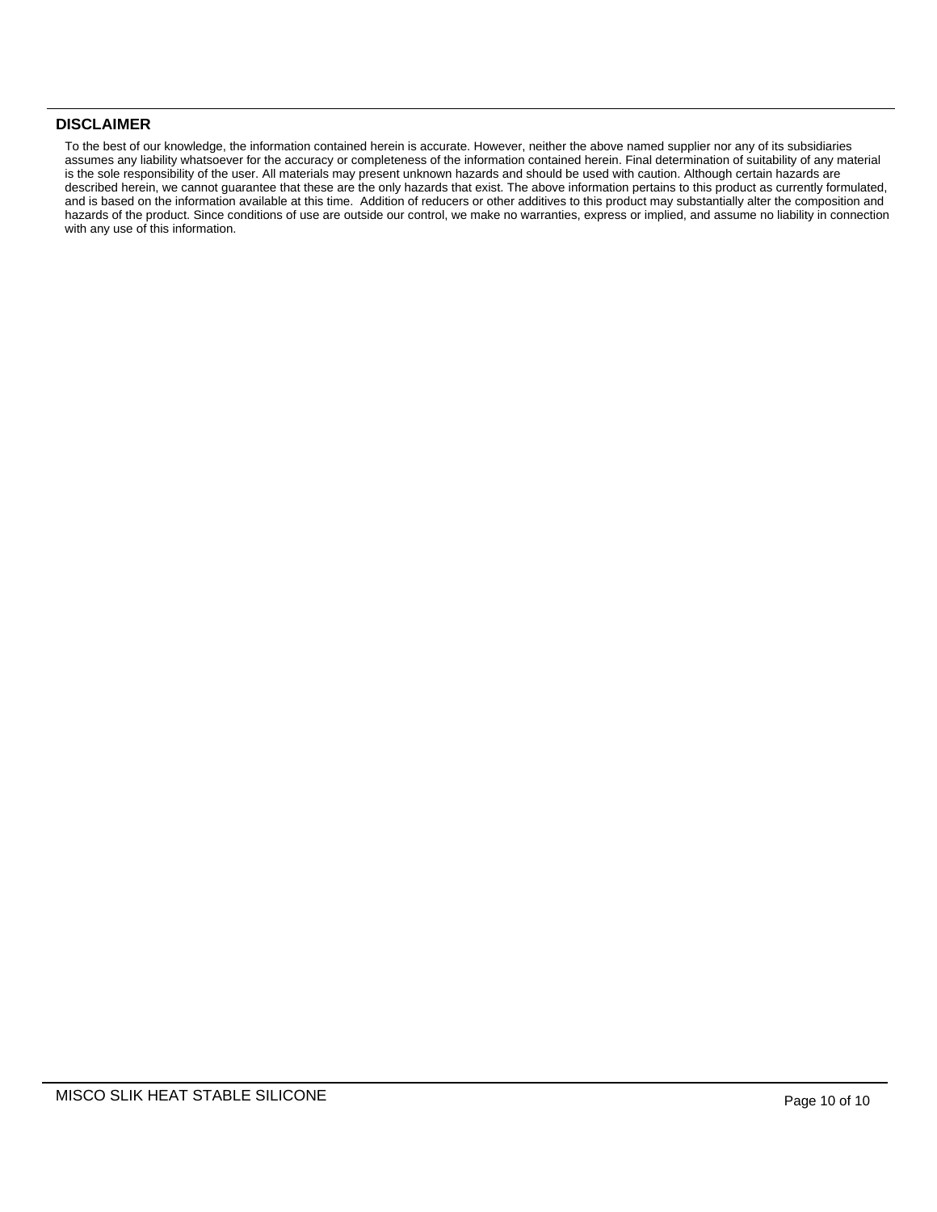## DISCLAIMER

To the best of our knowledge, the information contained herein is accurate. However, neither the above named supplier nor any of its subsidiaries assumes any liability whatsoever for the accuracy or completeness of the information contained herein. Final determination of suitability of any material is the sole responsibility of the user. All materials may present unknown hazards and should be used with caution. Although certain hazards are described herein, we cannot guarantee that these are the only hazards that exist. The above information pertains to this product as currently formulated, and is based on the information available at this time. Addition of reducers or other additives to this product may substantially alter the composition and hazards of the product. Since conditions of use are outside our control, we make no warranties, express or implied, and assume no liability in connection with any use of this information.